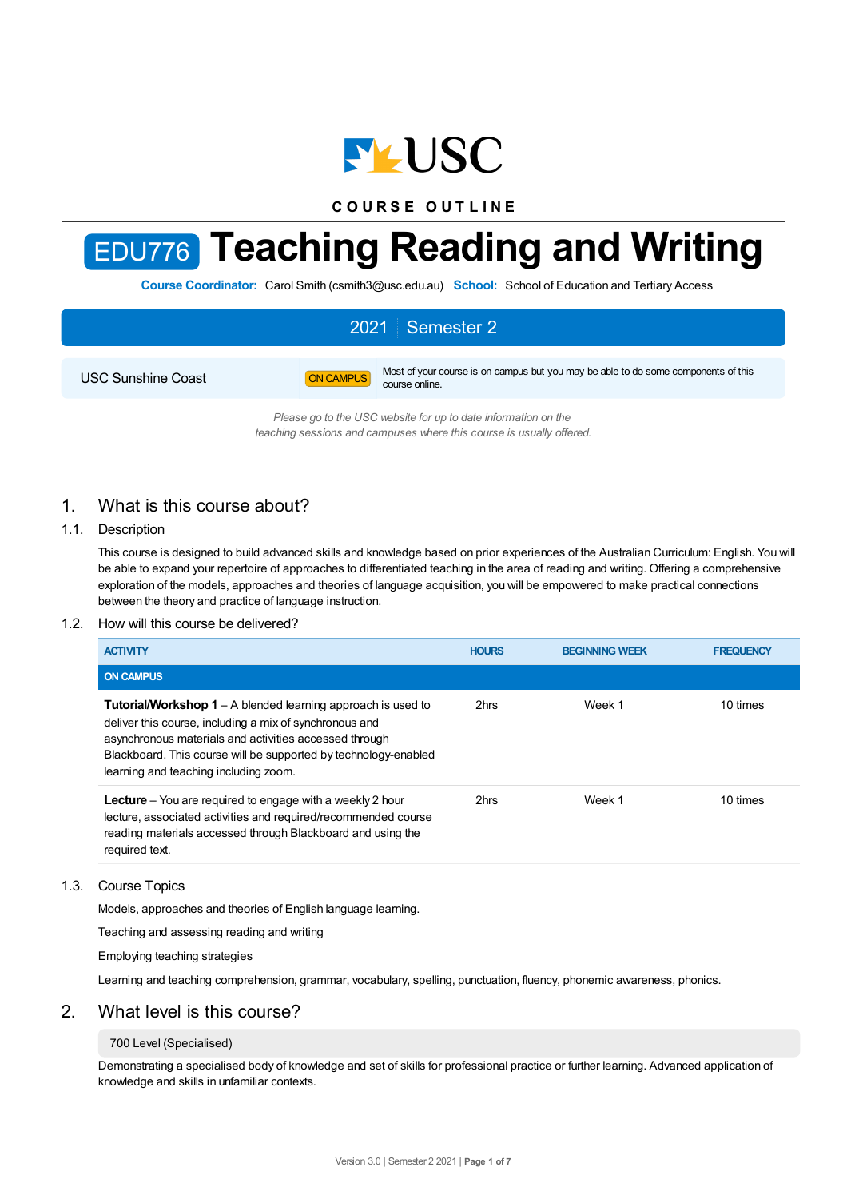USC

COURSE OUTLINE

# EDU776 Teaching Reading and Writing

**Course Coordinator:** Carol Smith (csmith3@usc.edu.au) **School:** School of Education and Tertiary Access

**2021 | Semester 2**

| USC Sunshine Coast | ON CAMPUS | Most of your course is on campus but you may be able to do some components of this course online. |
|---|---|---|

*Please go to the USC website for up to date information on the teaching sessions and campuses where this course is usually offered.*

## 1. What is this course about?

### 1.1. Description

This course is designed to build advanced skills and knowledge based on prior experiences of the Australian Curriculum: English. You will be able to expand your repertoire of approaches to differentiated teaching in the area of reading and writing. Offering a comprehensive exploration of the models, approaches and theories of language acquisition, you will be empowered to make practical connections between the theory and practice of language instruction.

### 1.2. How will this course be delivered?

| ACTIVITY | HOURS | BEGINNING WEEK | FREQUENCY |
|---|---|---|---|
| **ON CAMPUS** | | | |
| **Tutorial/Workshop 1** – A blended learning approach is used to deliver this course, including a mix of synchronous and asynchronous materials and activities accessed through Blackboard. This course will be supported by technology-enabled learning and teaching including zoom. | 2hrs | Week 1 | 10 times |
| **Lecture** – You are required to engage with a weekly 2 hour lecture, associated activities and required/recommended course reading materials accessed through Blackboard and using the required text. | 2hrs | Week 1 | 10 times |

### 1.3. Course Topics

Models, approaches and theories of English language learning.

Teaching and assessing reading and writing

Employing teaching strategies

Learning and teaching comprehension, grammar, vocabulary, spelling, punctuation, fluency, phonemic awareness, phonics.

## 2. What level is this course?

700 Level (Specialised)

Demonstrating a specialised body of knowledge and set of skills for professional practice or further learning. Advanced application of knowledge and skills in unfamiliar contexts.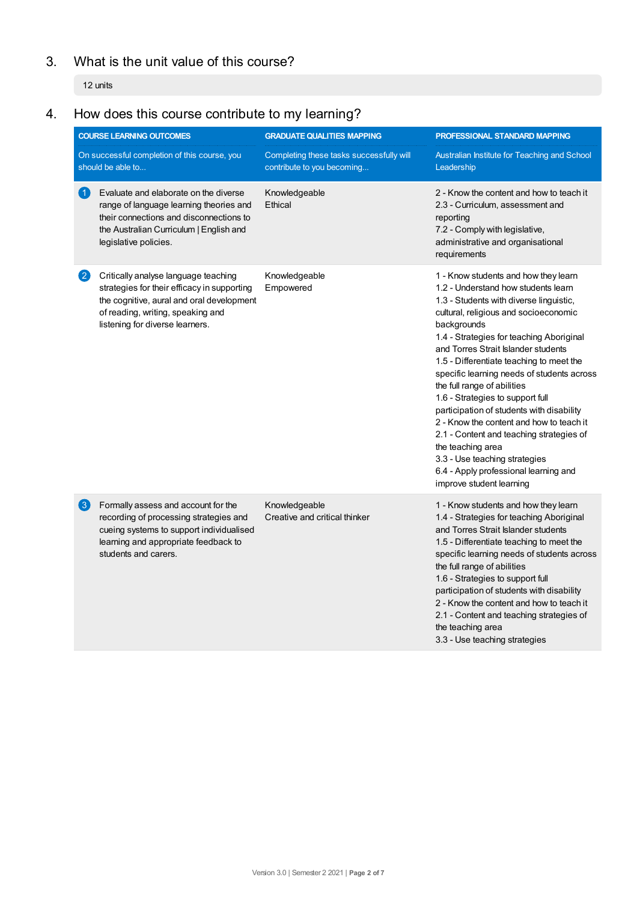## 3. What is the unit value of this course?

12 units

## 4. How does this course contribute to my learning?

| COURSE LEARNING OUTCOMES<br>On successful completion of this course, you should be able to... | GRADUATE QUALITIES MAPPING<br>Completing these tasks successfully will contribute to you becoming... | PROFESSIONAL STANDARD MAPPING<br>Australian Institute for Teaching and School Leadership |
|---|---|---|
| 1 Evaluate and elaborate on the diverse range of language learning theories and their connections and disconnections to the Australian Curriculum \| English and legislative policies. | Knowledgeable<br>Ethical | 2 - Know the content and how to teach it<br>2.3 - Curriculum, assessment and reporting<br>7.2 - Comply with legislative, administrative and organisational requirements |
| 2 Critically analyse language teaching strategies for their efficacy in supporting the cognitive, aural and oral development of reading, writing, speaking and listening for diverse learners. | Knowledgeable<br>Empowered | 1 - Know students and how they learn<br>1.2 - Understand how students learn<br>1.3 - Students with diverse linguistic, cultural, religious and socioeconomic backgrounds<br>1.4 - Strategies for teaching Aboriginal and Torres Strait Islander students<br>1.5 - Differentiate teaching to meet the specific learning needs of students across the full range of abilities<br>1.6 - Strategies to support full participation of students with disability<br>2 - Know the content and how to teach it<br>2.1 - Content and teaching strategies of the teaching area<br>3.3 - Use teaching strategies<br>6.4 - Apply professional learning and improve student learning |
| 3 Formally assess and account for the recording of processing strategies and cueing systems to support individualised learning and appropriate feedback to students and carers. | Knowledgeable<br>Creative and critical thinker | 1 - Know students and how they learn<br>1.4 - Strategies for teaching Aboriginal and Torres Strait Islander students<br>1.5 - Differentiate teaching to meet the specific learning needs of students across the full range of abilities<br>1.6 - Strategies to support full participation of students with disability<br>2 - Know the content and how to teach it<br>2.1 - Content and teaching strategies of the teaching area<br>3.3 - Use teaching strategies |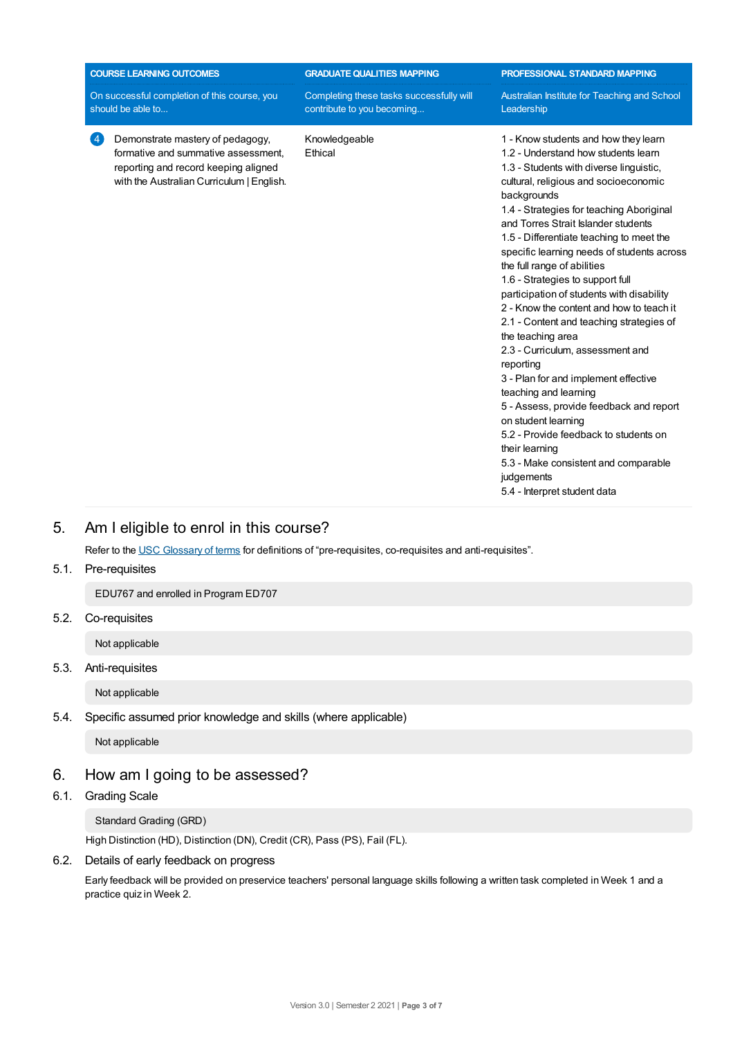| COURSE LEARNING OUTCOMES<br>On successful completion of this course, you should be able to... | GRADUATE QUALITIES MAPPING<br>Completing these tasks successfully will contribute to you becoming... | PROFESSIONAL STANDARD MAPPING<br>Australian Institute for Teaching and School Leadership |
|---|---|---|
| 4 Demonstrate mastery of pedagogy, formative and summative assessment, reporting and record keeping aligned with the Australian Curriculum \| English. | Knowledgeable<br>Ethical | 1 - Know students and how they learn<br>1.2 - Understand how students learn<br>1.3 - Students with diverse linguistic, cultural, religious and socioeconomic backgrounds<br>1.4 - Strategies for teaching Aboriginal and Torres Strait Islander students<br>1.5 - Differentiate teaching to meet the specific learning needs of students across the full range of abilities<br>1.6 - Strategies to support full participation of students with disability<br>2 - Know the content and how to teach it<br>2.1 - Content and teaching strategies of the teaching area<br>2.3 - Curriculum, assessment and reporting<br>3 - Plan for and implement effective teaching and learning<br>5 - Assess, provide feedback and report on student learning<br>5.2 - Provide feedback to students on their learning<br>5.3 - Make consistent and comparable judgements<br>5.4 - Interpret student data |

# 5. Am I eligible to enrol in this course?

Refer to the USC Glossary of terms for definitions of "pre-requisites, co-requisites and anti-requisites".

## 5.1. Pre-requisites

EDU767 and enrolled in Program ED707

## 5.2. Co-requisites

Not applicable

## 5.3. Anti-requisites

Not applicable

## 5.4. Specific assumed prior knowledge and skills (where applicable)

Not applicable

# 6. How am I going to be assessed?

## 6.1. Grading Scale

Standard Grading (GRD)

High Distinction (HD), Distinction (DN), Credit (CR), Pass (PS), Fail (FL).

## 6.2. Details of early feedback on progress

Early feedback will be provided on preservice teachers' personal language skills following a written task completed in Week 1 and a practice quiz in Week 2.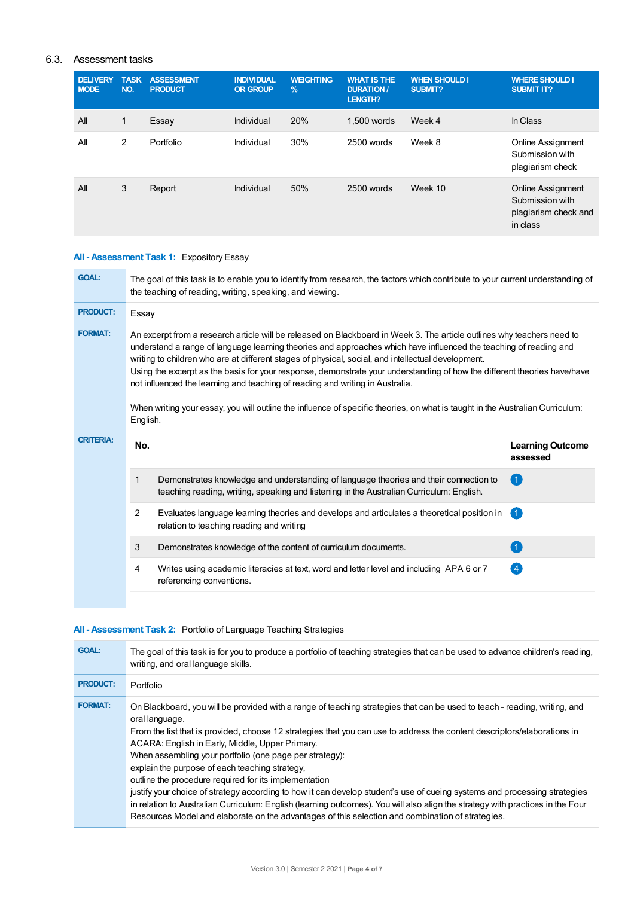### 6.3. Assessment tasks

| DELIVERY MODE | TASK NO. | ASSESSMENT PRODUCT | INDIVIDUAL OR GROUP | WEIGHTING % | WHAT IS THE DURATION / LENGTH? | WHEN SHOULD I SUBMIT? | WHERE SHOULD I SUBMIT IT? |
|---|---|---|---|---|---|---|---|
| All | 1 | Essay | Individual | 20% | 1,500 words | Week 4 | In Class |
| All | 2 | Portfolio | Individual | 30% | 2500 words | Week 8 | Online Assignment Submission with plagiarism check |
| All | 3 | Report | Individual | 50% | 2500 words | Week 10 | Online Assignment Submission with plagiarism check and in class |

**All - Assessment Task 1:** Expository Essay

**GOAL:** The goal of this task is to enable you to identify from research, the factors which contribute to your current understanding of the teaching of reading, writing, speaking, and viewing.

**PRODUCT:** Essay

**FORMAT:** An excerpt from a research article will be released on Blackboard in Week 3. The article outlines why teachers need to understand a range of language learning theories and approaches which have influenced the teaching of reading and writing to children who are at different stages of physical, social, and intellectual development.
Using the excerpt as the basis for your response, demonstrate your understanding of how the different theories have/have not influenced the learning and teaching of reading and writing in Australia.

When writing your essay, you will outline the influence of specific theories, on what is taught in the Australian Curriculum: English.

**CRITERIA:**

| No. | | Learning Outcome assessed |
|---|---|---|
| 1 | Demonstrates knowledge and understanding of language theories and their connection to teaching reading, writing, speaking and listening in the Australian Curriculum: English. | 1 |
| 2 | Evaluates language learning theories and develops and articulates a theoretical position in relation to teaching reading and writing | 1 |
| 3 | Demonstrates knowledge of the content of curriculum documents. | 1 |
| 4 | Writes using academic literacies at text, word and letter level and including APA 6 or 7 referencing conventions. | 4 |

**All - Assessment Task 2:** Portfolio of Language Teaching Strategies

**GOAL:** The goal of this task is for you to produce a portfolio of teaching strategies that can be used to advance children's reading, writing, and oral language skills.

**PRODUCT:** Portfolio

**FORMAT:** On Blackboard, you will be provided with a range of teaching strategies that can be used to teach - reading, writing, and oral language.
From the list that is provided, choose 12 strategies that you can use to address the content descriptors/elaborations in ACARA: English in Early, Middle, Upper Primary.
When assembling your portfolio (one page per strategy):
explain the purpose of each teaching strategy,
outline the procedure required for its implementation
justify your choice of strategy according to how it can develop student's use of cueing systems and processing strategies in relation to Australian Curriculum: English (learning outcomes). You will also align the strategy with practices in the Four Resources Model and elaborate on the advantages of this selection and combination of strategies.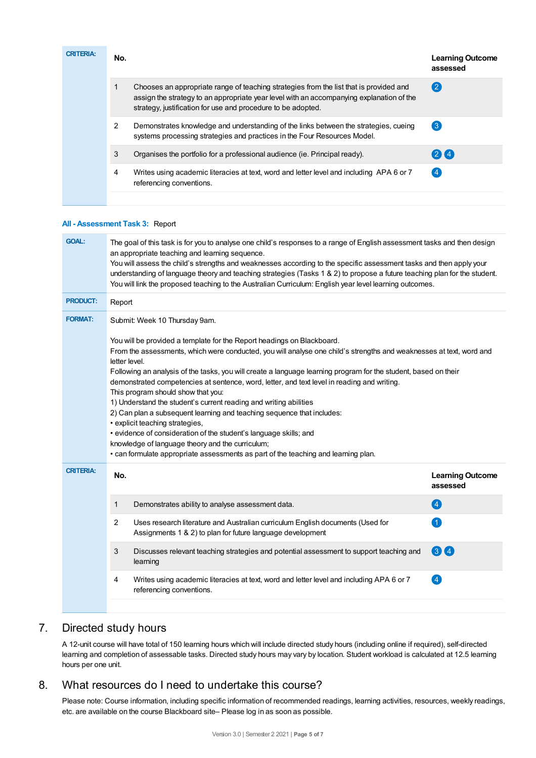**CRITERIA:**

| No. | | Learning Outcome assessed |
|---|---|---|
| 1 | Chooses an appropriate range of teaching strategies from the list that is provided and assign the strategy to an appropriate year level with an accompanying explanation of the strategy, justification for use and procedure to be adopted. | 2 |
| 2 | Demonstrates knowledge and understanding of the links between the strategies, cueing systems processing strategies and practices in the Four Resources Model. | 3 |
| 3 | Organises the portfolio for a professional audience (ie. Principal ready). | 2 4 |
| 4 | Writes using academic literacies at text, word and letter level and including APA 6 or 7 referencing conventions. | 4 |

**All - Assessment Task 3:** Report

**GOAL:** The goal of this task is for you to analyse one child's responses to a range of English assessment tasks and then design an appropriate teaching and learning sequence.
You will assess the child's strengths and weaknesses according to the specific assessment tasks and then apply your understanding of language theory and teaching strategies (Tasks 1 & 2) to propose a future teaching plan for the student. You will link the proposed teaching to the Australian Curriculum: English year level learning outcomes.

**PRODUCT:** Report

**FORMAT:** Submit: Week 10 Thursday 9am.

You will be provided a template for the Report headings on Blackboard.
From the assessments, which were conducted, you will analyse one child's strengths and weaknesses at text, word and letter level.
Following an analysis of the tasks, you will create a language learning program for the student, based on their demonstrated competencies at sentence, word, letter, and text level in reading and writing.
This program should show that you:
1) Understand the student's current reading and writing abilities
2) Can plan a subsequent learning and teaching sequence that includes:
• explicit teaching strategies,
• evidence of consideration of the student's language skills; and
knowledge of language theory and the curriculum;
• can formulate appropriate assessments as part of the teaching and learning plan.

**CRITERIA:**

| No. | | Learning Outcome assessed |
|---|---|---|
| 1 | Demonstrates ability to analyse assessment data. | 4 |
| 2 | Uses research literature and Australian curriculum English documents (Used for Assignments 1 & 2) to plan for future language development | 1 |
| 3 | Discusses relevant teaching strategies and potential assessment to support teaching and learning | 3 4 |
| 4 | Writes using academic literacies at text, word and letter level and including APA 6 or 7 referencing conventions. | 4 |

## 7. Directed study hours

A 12-unit course will have total of 150 learning hours which will include directed study hours (including online if required), self-directed learning and completion of assessable tasks. Directed study hours may vary by location. Student workload is calculated at 12.5 learning hours per one unit.

## 8. What resources do I need to undertake this course?

Please note: Course information, including specific information of recommended readings, learning activities, resources, weekly readings, etc. are available on the course Blackboard site– Please log in as soon as possible.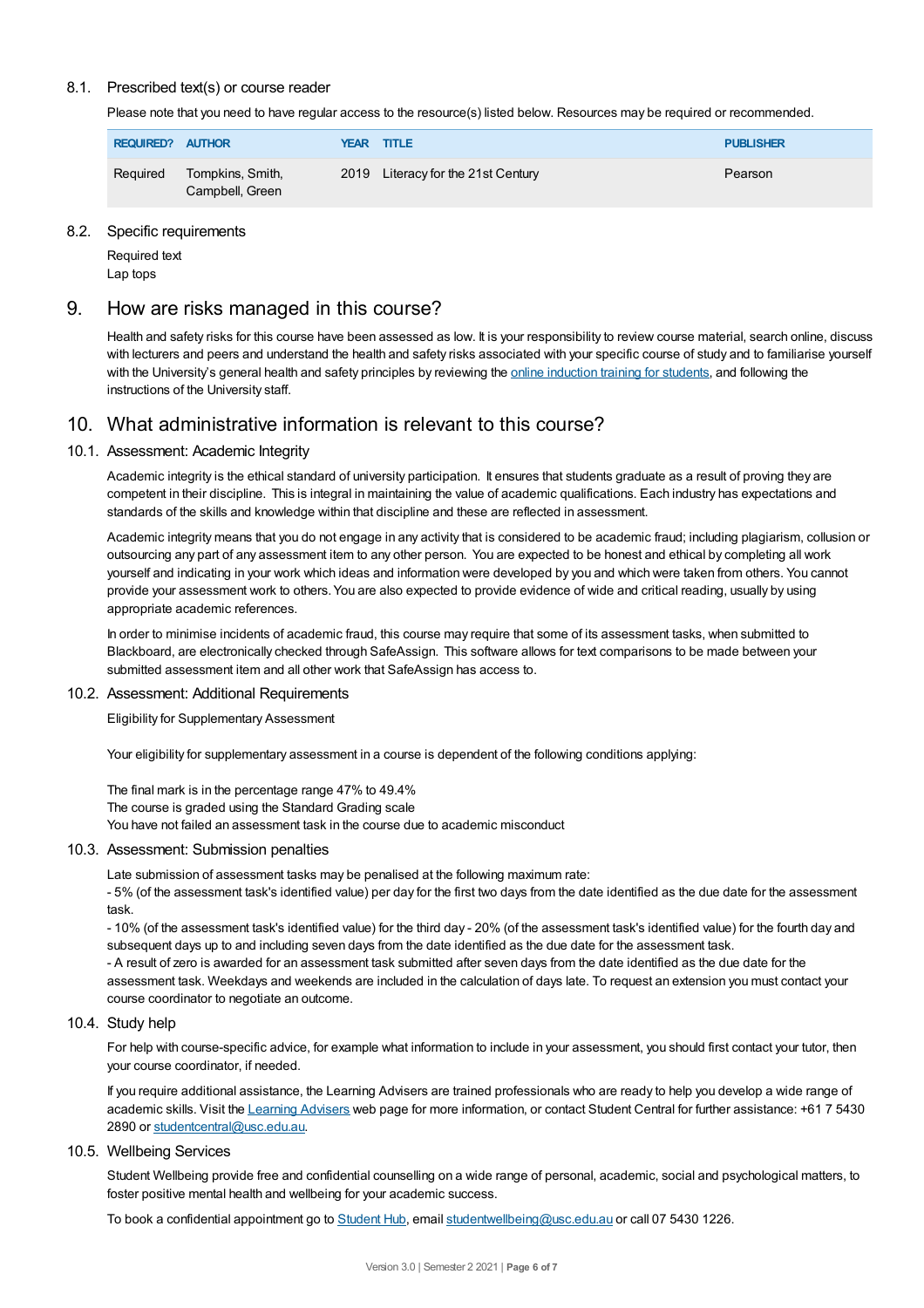### 8.1. Prescribed text(s) or course reader

Please note that you need to have regular access to the resource(s) listed below. Resources may be required or recommended.

| REQUIRED? | AUTHOR | YEAR | TITLE | PUBLISHER |
|---|---|---|---|---|
| Required | Tompkins, Smith, Campbell, Green | 2019 | Literacy for the 21st Century | Pearson |

### 8.2. Specific requirements

Required text
Lap tops

## 9. How are risks managed in this course?

Health and safety risks for this course have been assessed as low. It is your responsibility to review course material, search online, discuss with lecturers and peers and understand the health and safety risks associated with your specific course of study and to familiarise yourself with the University's general health and safety principles by reviewing the [online induction training for students](), and following the instructions of the University staff.

## 10. What administrative information is relevant to this course?

### 10.1. Assessment: Academic Integrity

Academic integrity is the ethical standard of university participation. It ensures that students graduate as a result of proving they are competent in their discipline. This is integral in maintaining the value of academic qualifications. Each industry has expectations and standards of the skills and knowledge within that discipline and these are reflected in assessment.

Academic integrity means that you do not engage in any activity that is considered to be academic fraud; including plagiarism, collusion or outsourcing any part of any assessment item to any other person. You are expected to be honest and ethical by completing all work yourself and indicating in your work which ideas and information were developed by you and which were taken from others. You cannot provide your assessment work to others. You are also expected to provide evidence of wide and critical reading, usually by using appropriate academic references.

In order to minimise incidents of academic fraud, this course may require that some of its assessment tasks, when submitted to Blackboard, are electronically checked through SafeAssign. This software allows for text comparisons to be made between your submitted assessment item and all other work that SafeAssign has access to.

### 10.2. Assessment: Additional Requirements

Eligibility for Supplementary Assessment

Your eligibility for supplementary assessment in a course is dependent of the following conditions applying:

The final mark is in the percentage range 47% to 49.4%
The course is graded using the Standard Grading scale
You have not failed an assessment task in the course due to academic misconduct

### 10.3. Assessment: Submission penalties

Late submission of assessment tasks may be penalised at the following maximum rate:
- 5% (of the assessment task's identified value) per day for the first two days from the date identified as the due date for the assessment task.
- 10% (of the assessment task's identified value) for the third day - 20% (of the assessment task's identified value) for the fourth day and subsequent days up to and including seven days from the date identified as the due date for the assessment task.
- A result of zero is awarded for an assessment task submitted after seven days from the date identified as the due date for the assessment task. Weekdays and weekends are included in the calculation of days late. To request an extension you must contact your course coordinator to negotiate an outcome.

### 10.4. Study help

For help with course-specific advice, for example what information to include in your assessment, you should first contact your tutor, then your course coordinator, if needed.

If you require additional assistance, the Learning Advisers are trained professionals who are ready to help you develop a wide range of academic skills. Visit the [Learning Advisers]() web page for more information, or contact Student Central for further assistance: +61 7 5430 2890 or [studentcentral@usc.edu.au]().

### 10.5. Wellbeing Services

Student Wellbeing provide free and confidential counselling on a wide range of personal, academic, social and psychological matters, to foster positive mental health and wellbeing for your academic success.

To book a confidential appointment go to [Student Hub](), email [studentwellbeing@usc.edu.au]() or call 07 5430 1226.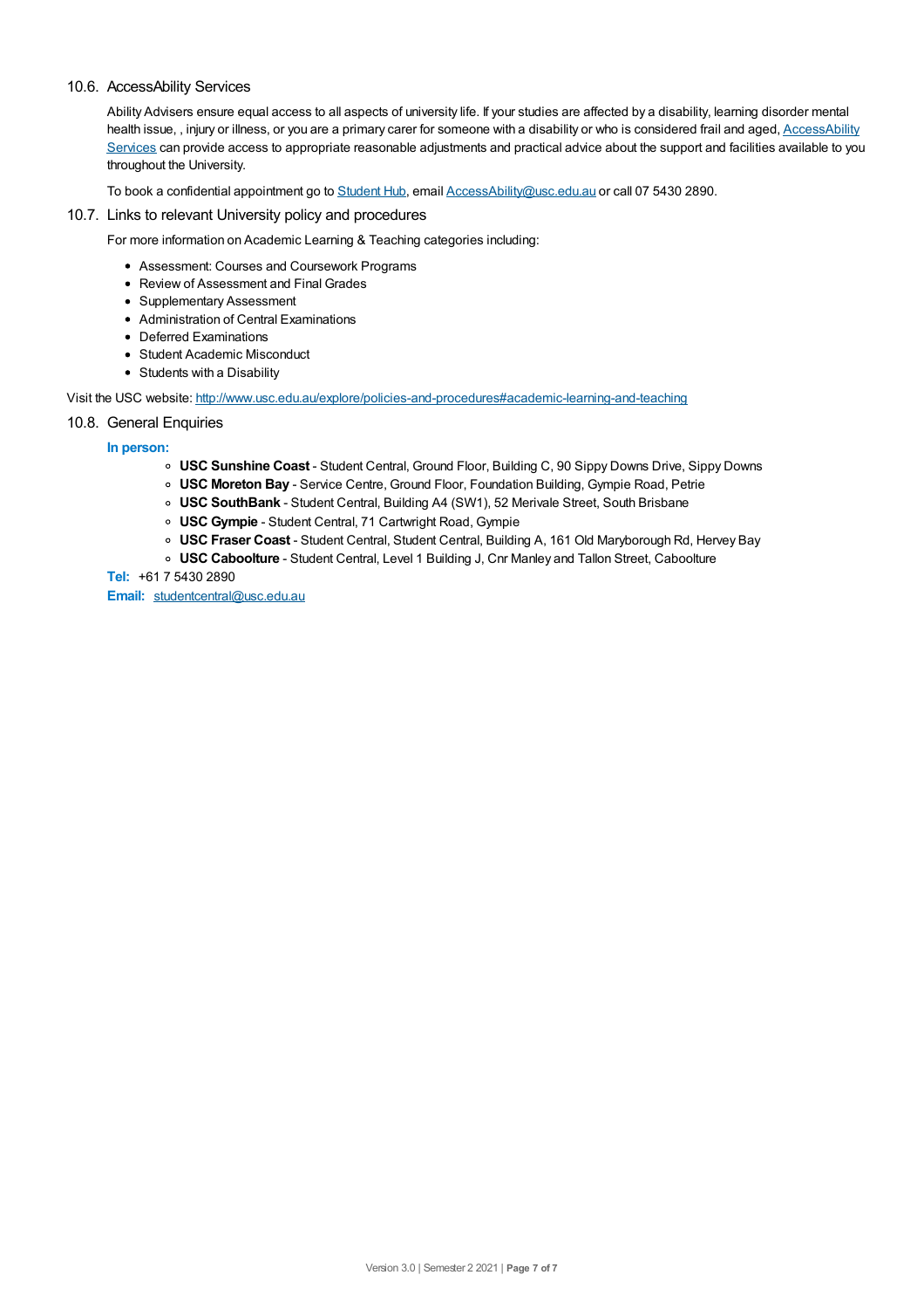### 10.6. AccessAbility Services

Ability Advisers ensure equal access to all aspects of university life. If your studies are affected by a disability, learning disorder mental health issue, , injury or illness, or you are a primary carer for someone with a disability or who is considered frail and aged, AccessAbility Services can provide access to appropriate reasonable adjustments and practical advice about the support and facilities available to you throughout the University.

To book a confidential appointment go to Student Hub, email AccessAbility@usc.edu.au or call 07 5430 2890.

### 10.7. Links to relevant University policy and procedures

For more information on Academic Learning & Teaching categories including:

- Assessment: Courses and Coursework Programs
- Review of Assessment and Final Grades
- Supplementary Assessment
- Administration of Central Examinations
- Deferred Examinations
- Student Academic Misconduct
- Students with a Disability

Visit the USC website: http://www.usc.edu.au/explore/policies-and-procedures#academic-learning-and-teaching

### 10.8. General Enquiries

**In person:**

- **USC Sunshine Coast** - Student Central, Ground Floor, Building C, 90 Sippy Downs Drive, Sippy Downs
- **USC Moreton Bay** - Service Centre, Ground Floor, Foundation Building, Gympie Road, Petrie
- **USC SouthBank** - Student Central, Building A4 (SW1), 52 Merivale Street, South Brisbane
- **USC Gympie** - Student Central, 71 Cartwright Road, Gympie
- **USC Fraser Coast** - Student Central, Student Central, Building A, 161 Old Maryborough Rd, Hervey Bay
- **USC Caboolture** - Student Central, Level 1 Building J, Cnr Manley and Tallon Street, Caboolture

**Tel:** +61 7 5430 2890

**Email:** studentcentral@usc.edu.au